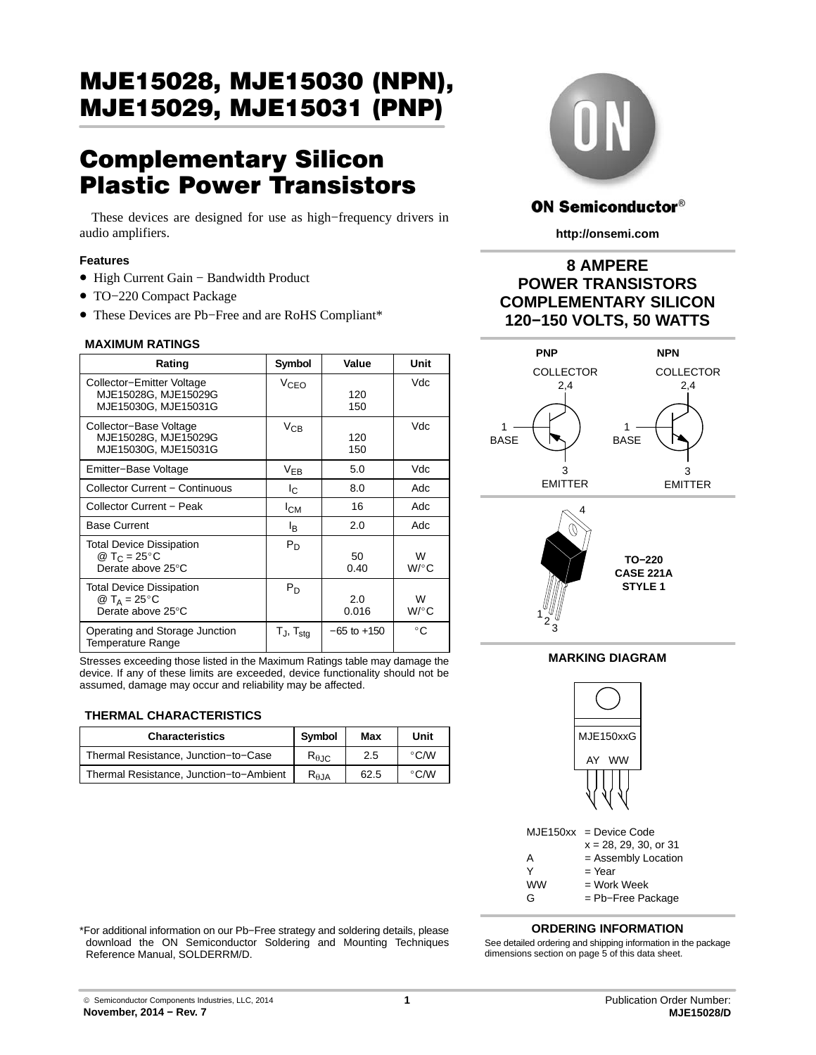# MJE15028, MJE15030 (NPN), MJE15029, MJE15031 (PNP)

## Complementary Silicon Plastic Power Transistors

These devices are designed for use as high−frequency drivers in audio amplifiers.

### Features

- High Current Gain − Bandwidth Product
- TO−220 Compact Package
- These Devices are Pb−Free and are RoHS Compliant*

### MAXIMUM RATINGS

| Rating | Symbol | Value | Unit |
|---|---|---|---|
| Collector−Emitter Voltage<br>MJE15028G, MJE15029G<br>MJE15030G, MJE15031G | $V_{CEO}$ | <br>120<br>150 | Vdc |
| Collector−Base Voltage<br>MJE15028G, MJE15029G<br>MJE15030G, MJE15031G | $V_{CB}$ | <br>120<br>150 | Vdc |
| Emitter−Base Voltage | $V_{EB}$ | 5.0 | Vdc |
| Collector Current − Continuous | $I_C$ | 8.0 | Adc |
| Collector Current − Peak | $I_{CM}$ | 16 | Adc |
| Base Current | $I_B$ | 2.0 | Adc |
| Total Device Dissipation<br>@ $T_C$ = 25°C<br>Derate above 25°C | $P_D$ | <br>50<br>0.40 | <br>W<br>W/°C |
| Total Device Dissipation<br>@ $T_A$ = 25°C<br>Derate above 25°C | $P_D$ | <br>2.0<br>0.016 | <br>W<br>W/°C |
| Operating and Storage Junction Temperature Range | $T_J$, $T_{stg}$ | −65 to +150 | °C |

Stresses exceeding those listed in the Maximum Ratings table may damage the device. If any of these limits are exceeded, device functionality should not be assumed, damage may occur and reliability may be affected.

### THERMAL CHARACTERISTICS

| Characteristics | Symbol | Max | Unit |
|---|---|---|---|
| Thermal Resistance, Junction−to−Case | $R_{\theta JC}$ | 2.5 | °C/W |
| Thermal Resistance, Junction−to−Ambient | $R_{\theta JA}$ | 62.5 | °C/W |

*For additional information on our Pb−Free strategy and soldering details, please download the ON Semiconductor Soldering and Mounting Techniques Reference Manual, SOLDERRM/D.

**ON Semiconductor®**

**http://onsemi.com**

**8 AMPERE POWER TRANSISTORS COMPLEMENTARY SILICON 120−150 VOLTS, 50 WATTS**

PNP: COLLECTOR 2,4; 1 BASE; 3 EMITTER

NPN: COLLECTOR 2,4; 1 BASE; 3 EMITTER

**TO−220 CASE 221A STYLE 1**

### MARKING DIAGRAM

MJE150xxG
AY WW

| | |
|---|---|
| MJE150xx | = Device Code<br>x = 28, 29, 30, or 31 |
| A | = Assembly Location |
| Y | = Year |
| WW | = Work Week |
| G | = Pb−Free Package |

### ORDERING INFORMATION

See detailed ordering and shipping information in the package dimensions section on page 5 of this data sheet.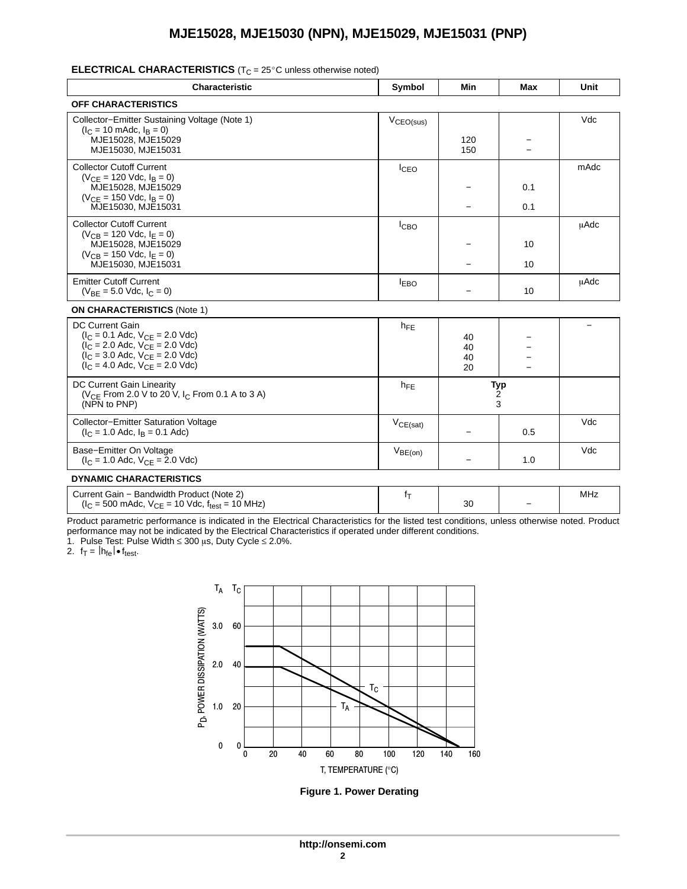**ELECTRICAL CHARACTERISTICS** ($T_C$ = 25°C unless otherwise noted)

| Characteristic | Symbol | Min | Max | Unit |
|---|---|---|---|---|
| **OFF CHARACTERISTICS** | | | | |
| Collector−Emitter Sustaining Voltage (Note 1) ($I_C$ = 10 mAdc, $I_B$ = 0) MJE15028, MJE15029 / MJE15030, MJE15031 | $V_{CEO(sus)}$ | 120 / 150 | − / − | Vdc |
| Collector Cutoff Current ($V_{CE}$ = 120 Vdc, $I_B$ = 0) MJE15028, MJE15029 / ($V_{CE}$ = 150 Vdc, $I_B$ = 0) MJE15030, MJE15031 | $I_{CEO}$ | − / − | 0.1 / 0.1 | mAdc |
| Collector Cutoff Current ($V_{CB}$ = 120 Vdc, $I_E$ = 0) MJE15028, MJE15029 / ($V_{CB}$ = 150 Vdc, $I_E$ = 0) MJE15030, MJE15031 | $I_{CBO}$ | − / − | 10 / 10 | μAdc |
| Emitter Cutoff Current ($V_{BE}$ = 5.0 Vdc, $I_C$ = 0) | $I_{EBO}$ | − | 10 | μAdc |
| **ON CHARACTERISTICS** (Note 1) | | | | |
| DC Current Gain ($I_C$ = 0.1 Adc, $V_{CE}$ = 2.0 Vdc) / ($I_C$ = 2.0 Adc, $V_{CE}$ = 2.0 Vdc) / ($I_C$ = 3.0 Adc, $V_{CE}$ = 2.0 Vdc) / ($I_C$ = 4.0 Adc, $V_{CE}$ = 2.0 Vdc) | $h_{FE}$ | 40 / 40 / 40 / 20 | − / − / − / − | − |
| DC Current Gain Linearity ($V_{CE}$ From 2.0 V to 20 V, $I_C$ From 0.1 A to 3 A) (NPN to PNP) | $h_{FE}$ | **Typ** 2 / 3 | | |
| Collector−Emitter Saturation Voltage ($I_C$ = 1.0 Adc, $I_B$ = 0.1 Adc) | $V_{CE(sat)}$ | − | 0.5 | Vdc |
| Base−Emitter On Voltage ($I_C$ = 1.0 Adc, $V_{CE}$ = 2.0 Vdc) | $V_{BE(on)}$ | − | 1.0 | Vdc |
| **DYNAMIC CHARACTERISTICS** | | | | |
| Current Gain − Bandwidth Product (Note 2) ($I_C$ = 500 mAdc, $V_{CE}$ = 10 Vdc, $f_{test}$ = 10 MHz) | $f_T$ | 30 | − | MHz |

Product parametric performance is indicated in the Electrical Characteristics for the listed test conditions, unless otherwise noted. Product performance may not be indicated by the Electrical Characteristics if operated under different conditions.

1. Pulse Test: Pulse Width ≤ 300 μs, Duty Cycle ≤ 2.0%.
2. $f_T = |h_{fe}| \bullet f_{test}$.

Figure 1. Power Derating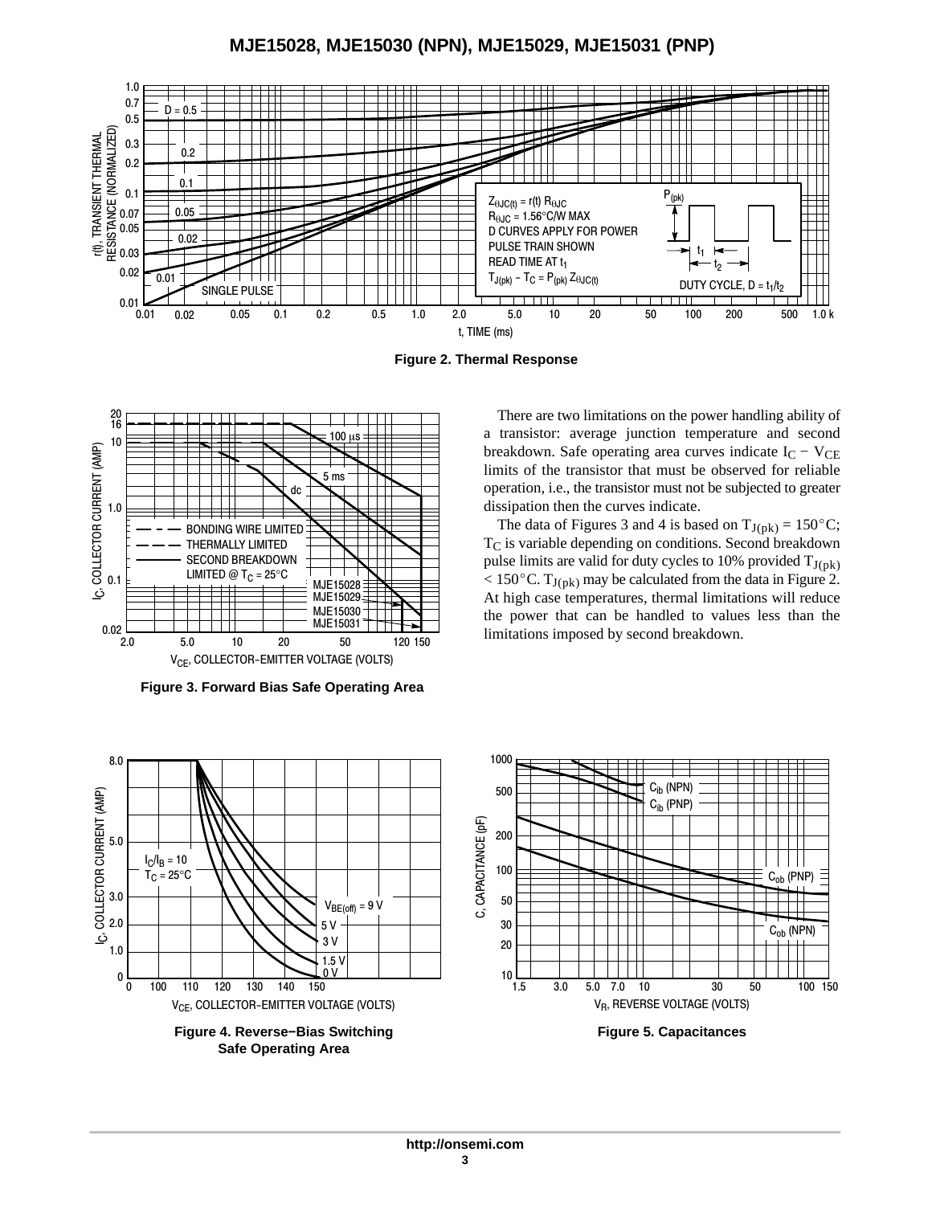**Figure 2. Thermal Response**

**Figure 3. Forward Bias Safe Operating Area**

There are two limitations on the power handling ability of a transistor: average junction temperature and second breakdown. Safe operating area curves indicate $I_C - V_{CE}$ limits of the transistor that must be observed for reliable operation, i.e., the transistor must not be subjected to greater dissipation then the curves indicate.

The data of Figures 3 and 4 is based on $T_{J(pk)} = 150°C$; $T_C$ is variable depending on conditions. Second breakdown pulse limits are valid for duty cycles to 10% provided $T_{J(pk)} < 150°C$. $T_{J(pk)}$ may be calculated from the data in Figure 2. At high case temperatures, thermal limitations will reduce the power that can be handled to values less than the limitations imposed by second breakdown.

**Figure 4. Reverse−Bias Switching Safe Operating Area**

**Figure 5. Capacitances**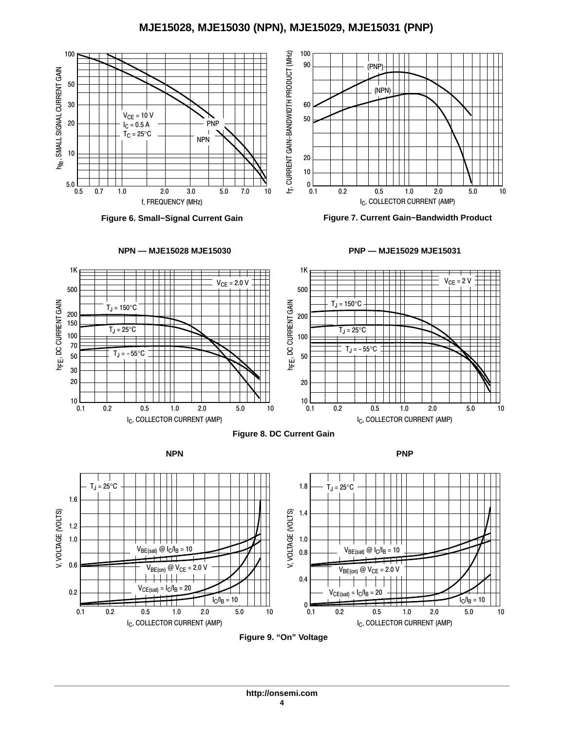**NPN — MJE15028 MJE15030**

**PNP — MJE15029 MJE15031**

Figure 6. Small−Signal Current Gain

Figure 7. Current Gain−Bandwidth Product

Figure 8. DC Current Gain

Figure 9. “On” Voltage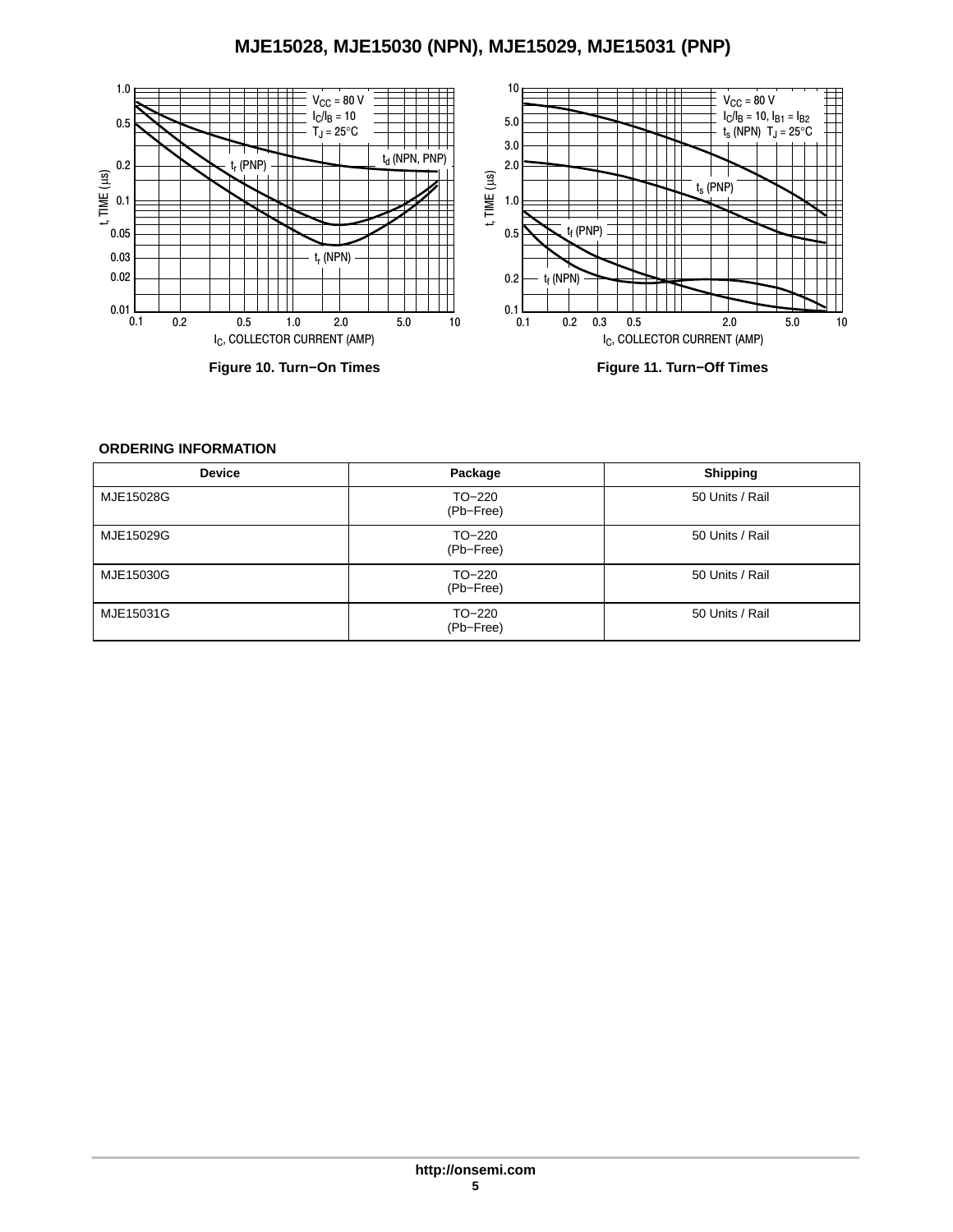Figure 10. Turn−On Times

Figure 11. Turn−Off Times

**ORDERING INFORMATION**

| Device | Package | Shipping |
| --- | --- | --- |
| MJE15028G | TO−220 (Pb−Free) | 50 Units / Rail |
| MJE15029G | TO−220 (Pb−Free) | 50 Units / Rail |
| MJE15030G | TO−220 (Pb−Free) | 50 Units / Rail |
| MJE15031G | TO−220 (Pb−Free) | 50 Units / Rail |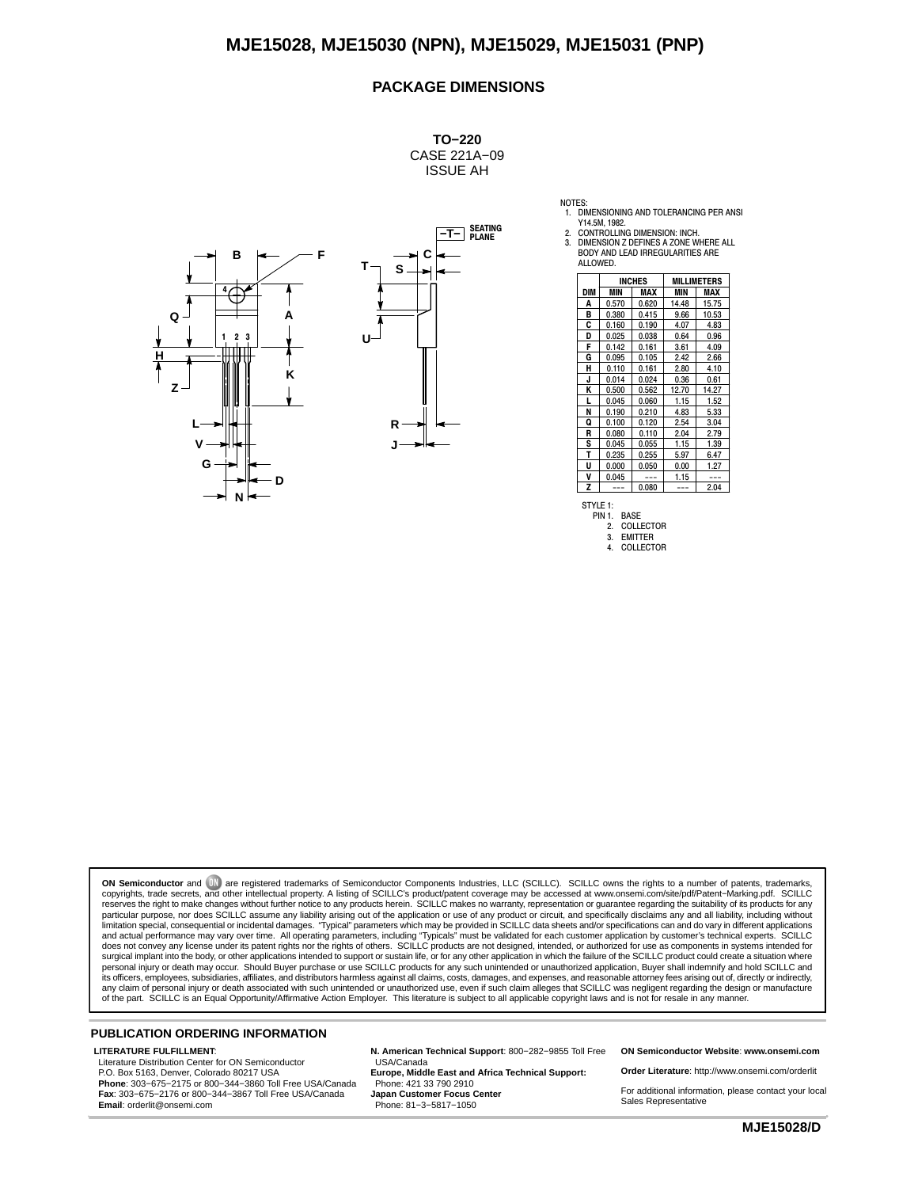## PACKAGE DIMENSIONS

**TO−220**
CASE 221A−09
ISSUE AH

NOTES:
1. DIMENSIONING AND TOLERANCING PER ANSI Y14.5M, 1982.
2. CONTROLLING DIMENSION: INCH.
3. DIMENSION Z DEFINES A ZONE WHERE ALL BODY AND LEAD IRREGULARITIES ARE ALLOWED.

| DIM | INCHES | | MILLIMETERS | |
|---|---|---|---|---|
| | MIN | MAX | MIN | MAX |
| A | 0.570 | 0.620 | 14.48 | 15.75 |
| B | 0.380 | 0.415 | 9.66 | 10.53 |
| C | 0.160 | 0.190 | 4.07 | 4.83 |
| D | 0.025 | 0.038 | 0.64 | 0.96 |
| F | 0.142 | 0.161 | 3.61 | 4.09 |
| G | 0.095 | 0.105 | 2.42 | 2.66 |
| H | 0.110 | 0.161 | 2.80 | 4.10 |
| J | 0.014 | 0.024 | 0.36 | 0.61 |
| K | 0.500 | 0.562 | 12.70 | 14.27 |
| L | 0.045 | 0.060 | 1.15 | 1.52 |
| N | 0.190 | 0.210 | 4.83 | 5.33 |
| Q | 0.100 | 0.120 | 2.54 | 3.04 |
| R | 0.080 | 0.110 | 2.04 | 2.79 |
| S | 0.045 | 0.055 | 1.15 | 1.39 |
| T | 0.235 | 0.255 | 5.97 | 6.47 |
| U | 0.000 | 0.050 | 0.00 | 1.27 |
| V | 0.045 | --- | 1.15 | --- |
| Z | --- | 0.080 | --- | 2.04 |

STYLE 1:
PIN 1. BASE
2. COLLECTOR
3. EMITTER
4. COLLECTOR

**ON Semiconductor** and ON are registered trademarks of Semiconductor Components Industries, LLC (SCILLC). SCILLC owns the rights to a number of patents, trademarks, copyrights, trade secrets, and other intellectual property. A listing of SCILLC's product/patent coverage may be accessed at www.onsemi.com/site/pdf/Patent−Marking.pdf. SCILLC reserves the right to make changes without further notice to any products herein. SCILLC makes no warranty, representation or guarantee regarding the suitability of its products for any particular purpose, nor does SCILLC assume any liability arising out of the application or use of any product or circuit, and specifically disclaims any and all liability, including without limitation special, consequential or incidental damages. "Typical" parameters which may be provided in SCILLC data sheets and/or specifications can and do vary in different applications and actual performance may vary over time. All operating parameters, including "Typicals" must be validated for each customer application by customer's technical experts. SCILLC does not convey any license under its patent rights nor the rights of others. SCILLC products are not designed, intended, or authorized for use as components in systems intended for surgical implant into the body, or other applications intended to support or sustain life, or for any other application in which the failure of the SCILLC product could create a situation where personal injury or death may occur. Should Buyer purchase or use SCILLC products for any such unintended or unauthorized application, Buyer shall indemnify and hold SCILLC and its officers, employees, subsidiaries, affiliates, and distributors harmless against all claims, costs, damages, and expenses, and reasonable attorney fees arising out of, directly or indirectly, any claim of personal injury or death associated with such unintended or unauthorized use, even if such claim alleges that SCILLC was negligent regarding the design or manufacture of the part. SCILLC is an Equal Opportunity/Affirmative Action Employer. This literature is subject to all applicable copyright laws and is not for resale in any manner.

### PUBLICATION ORDERING INFORMATION

**LITERATURE FULFILLMENT**:
Literature Distribution Center for ON Semiconductor
P.O. Box 5163, Denver, Colorado 80217 USA
**Phone**: 303−675−2175 or 800−344−3860 Toll Free USA/Canada
**Fax**: 303−675−2176 or 800−344−3867 Toll Free USA/Canada
**Email**: orderlit@onsemi.com

**N. American Technical Support**: 800−282−9855 Toll Free USA/Canada
**Europe, Middle East and Africa Technical Support:**
Phone: 421 33 790 2910
**Japan Customer Focus Center**
Phone: 81−3−5817−1050

**ON Semiconductor Website**: **www.onsemi.com**

**Order Literature**: http://www.onsemi.com/orderlit

For additional information, please contact your local Sales Representative

**MJE15028/D**